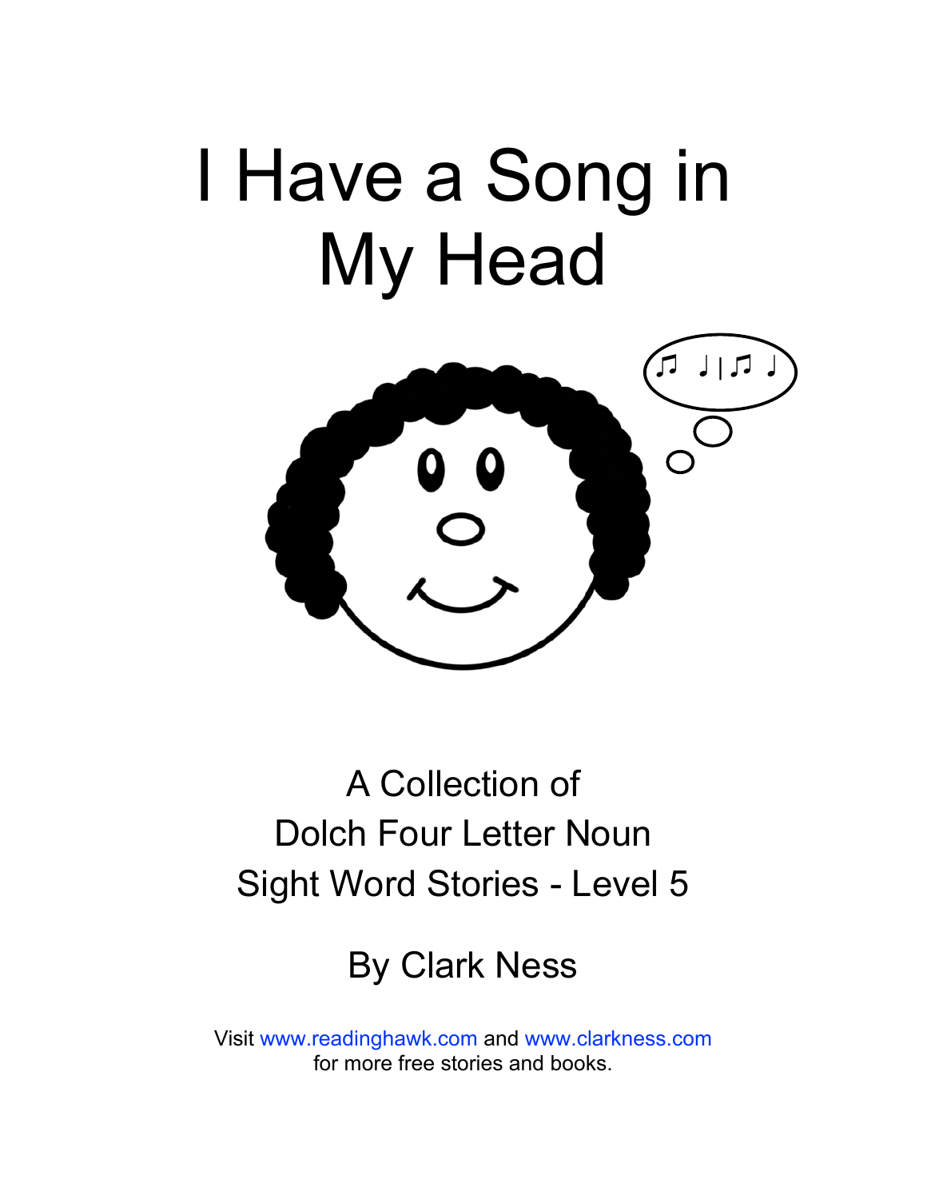# I Have a Song in My Head

A Collection of
Dolch Four Letter Noun
Sight Word Stories - Level 5

By Clark Ness

Visit www.readinghawk.com and www.clarkness.com
for more free stories and books.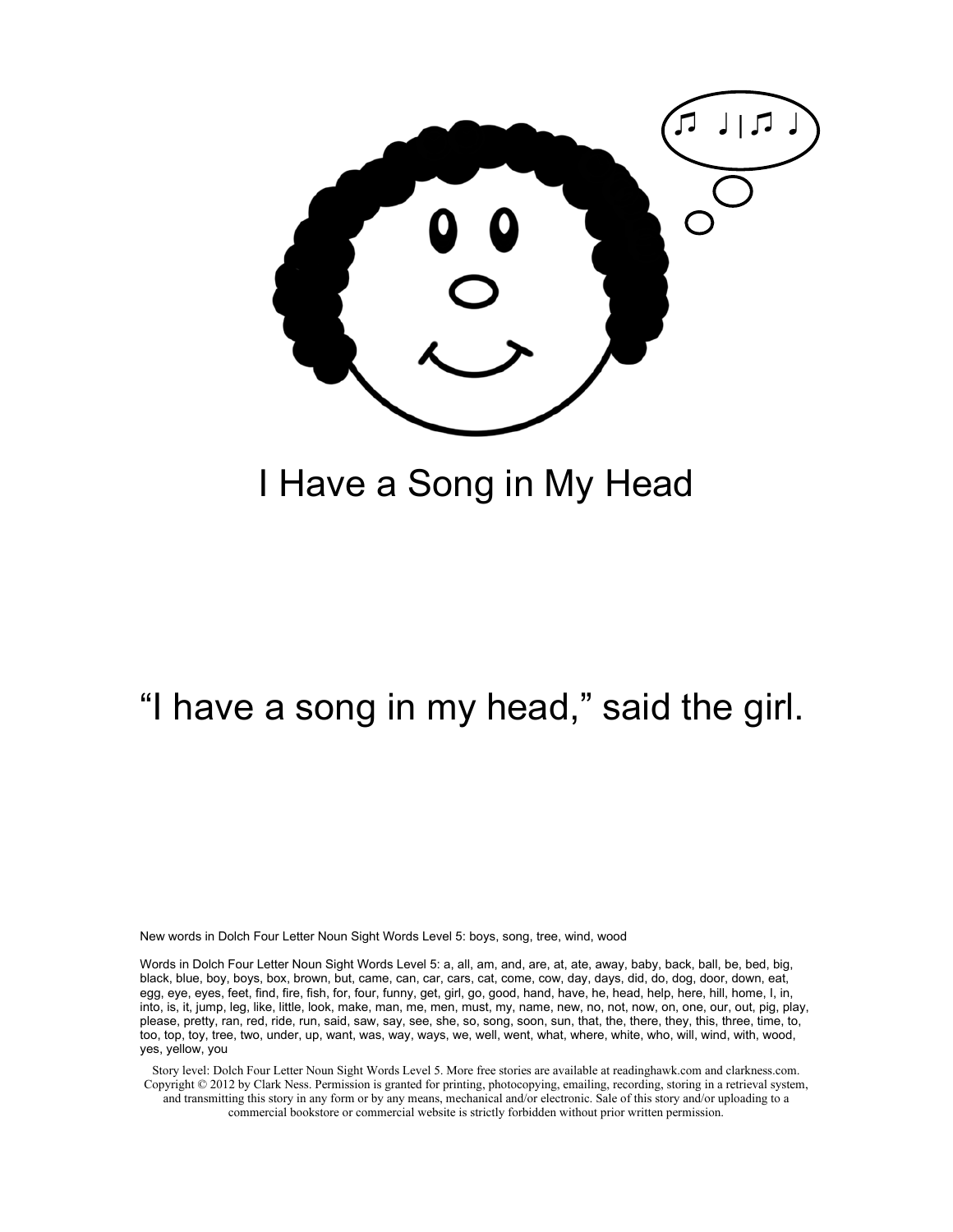# I Have a Song in My Head

"I have a song in my head," said the girl.

New words in Dolch Four Letter Noun Sight Words Level 5: boys, song, tree, wind, wood

Words in Dolch Four Letter Noun Sight Words Level 5: a, all, am, and, are, at, ate, away, baby, back, ball, be, bed, big, black, blue, boy, boys, box, brown, but, came, can, car, cars, cat, come, cow, day, days, did, do, dog, door, down, eat, egg, eye, eyes, feet, find, fire, fish, for, four, funny, get, girl, go, good, hand, have, he, head, help, here, hill, home, I, in, into, is, it, jump, leg, like, little, look, make, man, me, men, must, my, name, new, no, not, now, on, one, our, out, pig, play, please, pretty, ran, red, ride, run, said, saw, say, see, she, so, song, soon, sun, that, the, there, they, this, three, time, to, too, top, toy, tree, two, under, up, want, was, way, ways, we, well, went, what, where, white, who, will, wind, with, wood, yes, yellow, you

Story level: Dolch Four Letter Noun Sight Words Level 5. More free stories are available at readinghawk.com and clarkness.com. Copyright © 2012 by Clark Ness. Permission is granted for printing, photocopying, emailing, recording, storing in a retrieval system, and transmitting this story in any form or by any means, mechanical and/or electronic. Sale of this story and/or uploading to a commercial bookstore or commercial website is strictly forbidden without prior written permission.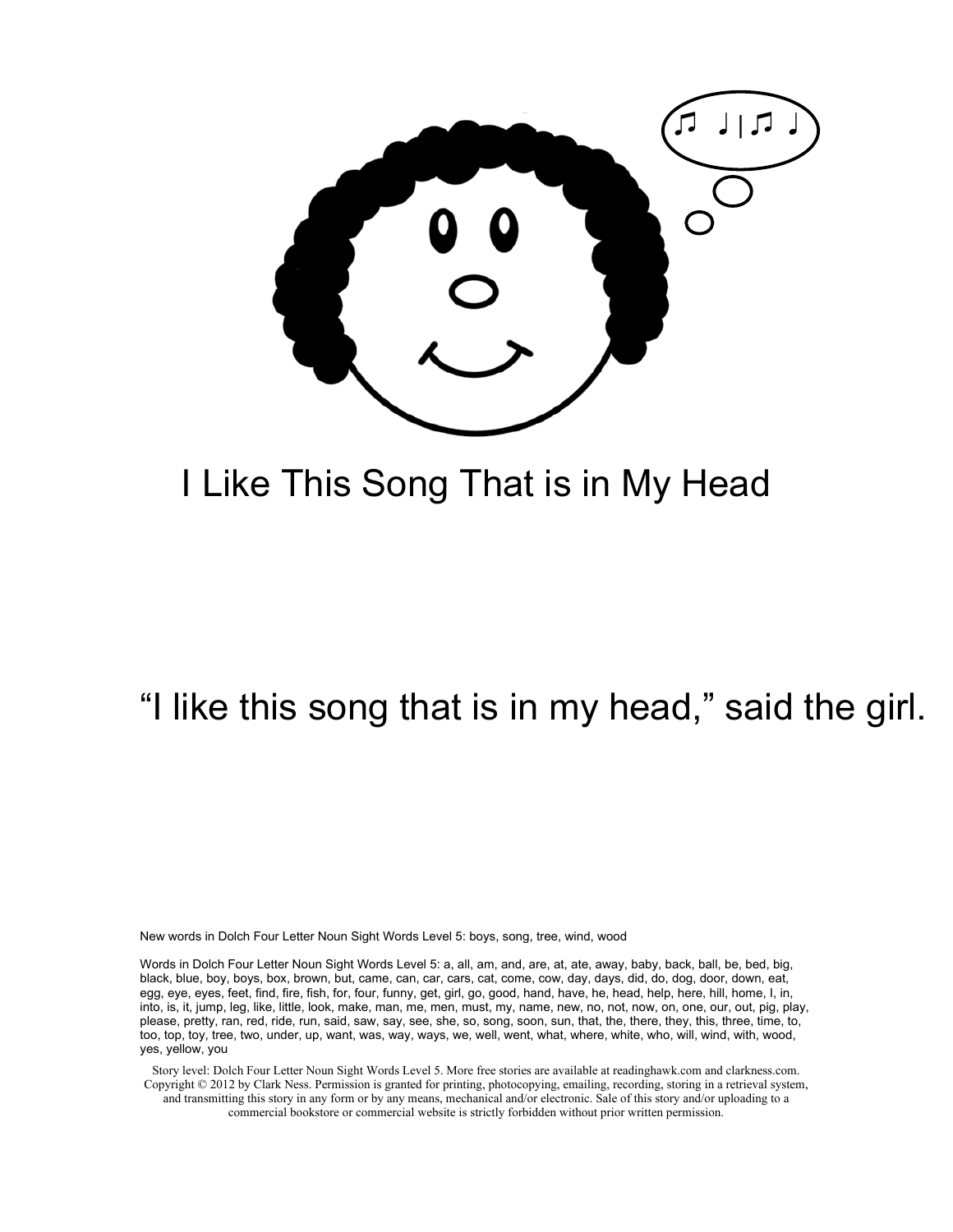# I Like This Song That is in My Head

"I like this song that is in my head," said the girl.

New words in Dolch Four Letter Noun Sight Words Level 5: boys, song, tree, wind, wood

Words in Dolch Four Letter Noun Sight Words Level 5: a, all, am, and, are, at, ate, away, baby, back, ball, be, bed, big, black, blue, boy, boys, box, brown, but, came, can, car, cars, cat, come, cow, day, days, did, do, dog, door, down, eat, egg, eye, eyes, feet, find, fire, fish, for, four, funny, get, girl, go, good, hand, have, he, head, help, here, hill, home, I, in, into, is, it, jump, leg, like, little, look, make, man, me, men, must, my, name, new, no, not, now, on, one, our, out, pig, play, please, pretty, ran, red, ride, run, said, saw, say, see, she, so, song, soon, sun, that, the, there, they, this, three, time, to, too, top, toy, tree, two, under, up, want, was, way, ways, we, well, went, what, where, white, who, will, wind, with, wood, yes, yellow, you

Story level: Dolch Four Letter Noun Sight Words Level 5. More free stories are available at readinghawk.com and clarkness.com. Copyright © 2012 by Clark Ness. Permission is granted for printing, photocopying, emailing, recording, storing in a retrieval system, and transmitting this story in any form or by any means, mechanical and/or electronic. Sale of this story and/or uploading to a commercial bookstore or commercial website is strictly forbidden without prior written permission.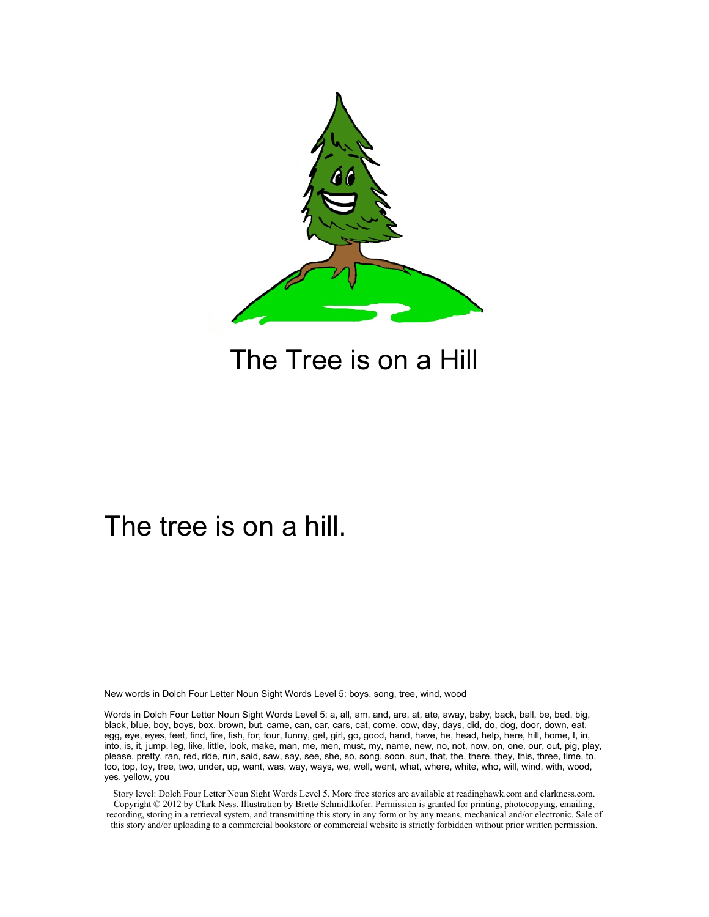# The Tree is on a Hill

The tree is on a hill.

New words in Dolch Four Letter Noun Sight Words Level 5: boys, song, tree, wind, wood

Words in Dolch Four Letter Noun Sight Words Level 5: a, all, am, and, are, at, ate, away, baby, back, ball, be, bed, big, black, blue, boy, boys, box, brown, but, came, can, car, cars, cat, come, cow, day, days, did, do, dog, door, down, eat, egg, eye, eyes, feet, find, fire, fish, for, four, funny, get, girl, go, good, hand, have, he, head, help, here, hill, home, I, in, into, is, it, jump, leg, like, little, look, make, man, me, men, must, my, name, new, no, not, now, on, one, our, out, pig, play, please, pretty, ran, red, ride, run, said, saw, say, see, she, so, song, soon, sun, that, the, there, they, this, three, time, to, too, top, toy, tree, two, under, up, want, was, way, ways, we, well, went, what, where, white, who, will, wind, with, wood, yes, yellow, you

Story level: Dolch Four Letter Noun Sight Words Level 5. More free stories are available at readinghawk.com and clarkness.com. Copyright © 2012 by Clark Ness. Illustration by Brette Schmidlkofer. Permission is granted for printing, photocopying, emailing, recording, storing in a retrieval system, and transmitting this story in any form or by any means, mechanical and/or electronic. Sale of this story and/or uploading to a commercial bookstore or commercial website is strictly forbidden without prior written permission.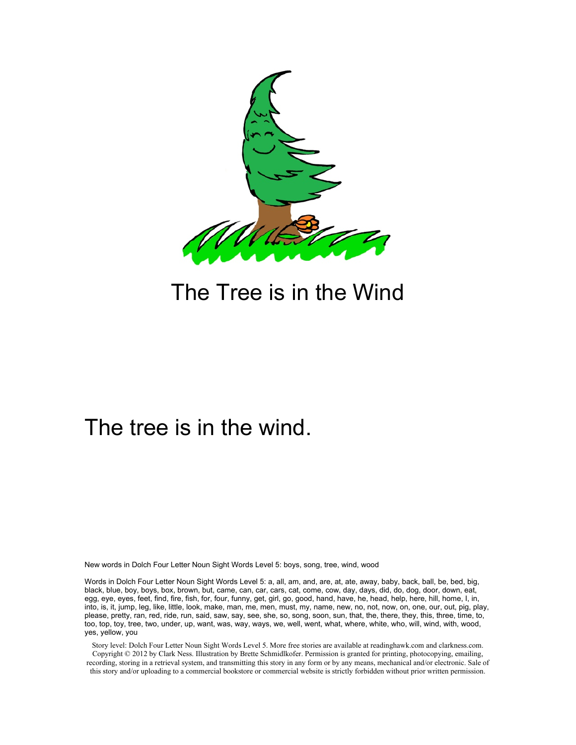# The Tree is in the Wind

The tree is in the wind.

New words in Dolch Four Letter Noun Sight Words Level 5: boys, song, tree, wind, wood

Words in Dolch Four Letter Noun Sight Words Level 5: a, all, am, and, are, at, ate, away, baby, back, ball, be, bed, big, black, blue, boy, boys, box, brown, but, came, can, car, cars, cat, come, cow, day, days, did, do, dog, door, down, eat, egg, eye, eyes, feet, find, fire, fish, for, four, funny, get, girl, go, good, hand, have, he, head, help, here, hill, home, I, in, into, is, it, jump, leg, like, little, look, make, man, me, men, must, my, name, new, no, not, now, on, one, our, out, pig, play, please, pretty, ran, red, ride, run, said, saw, say, see, she, so, song, soon, sun, that, the, there, they, this, three, time, to, too, top, toy, tree, two, under, up, want, was, way, ways, we, well, went, what, where, white, who, will, wind, with, wood, yes, yellow, you

Story level: Dolch Four Letter Noun Sight Words Level 5. More free stories are available at readinghawk.com and clarkness.com. Copyright © 2012 by Clark Ness. Illustration by Brette Schmidlkofer. Permission is granted for printing, photocopying, emailing, recording, storing in a retrieval system, and transmitting this story in any form or by any means, mechanical and/or electronic. Sale of this story and/or uploading to a commercial bookstore or commercial website is strictly forbidden without prior written permission.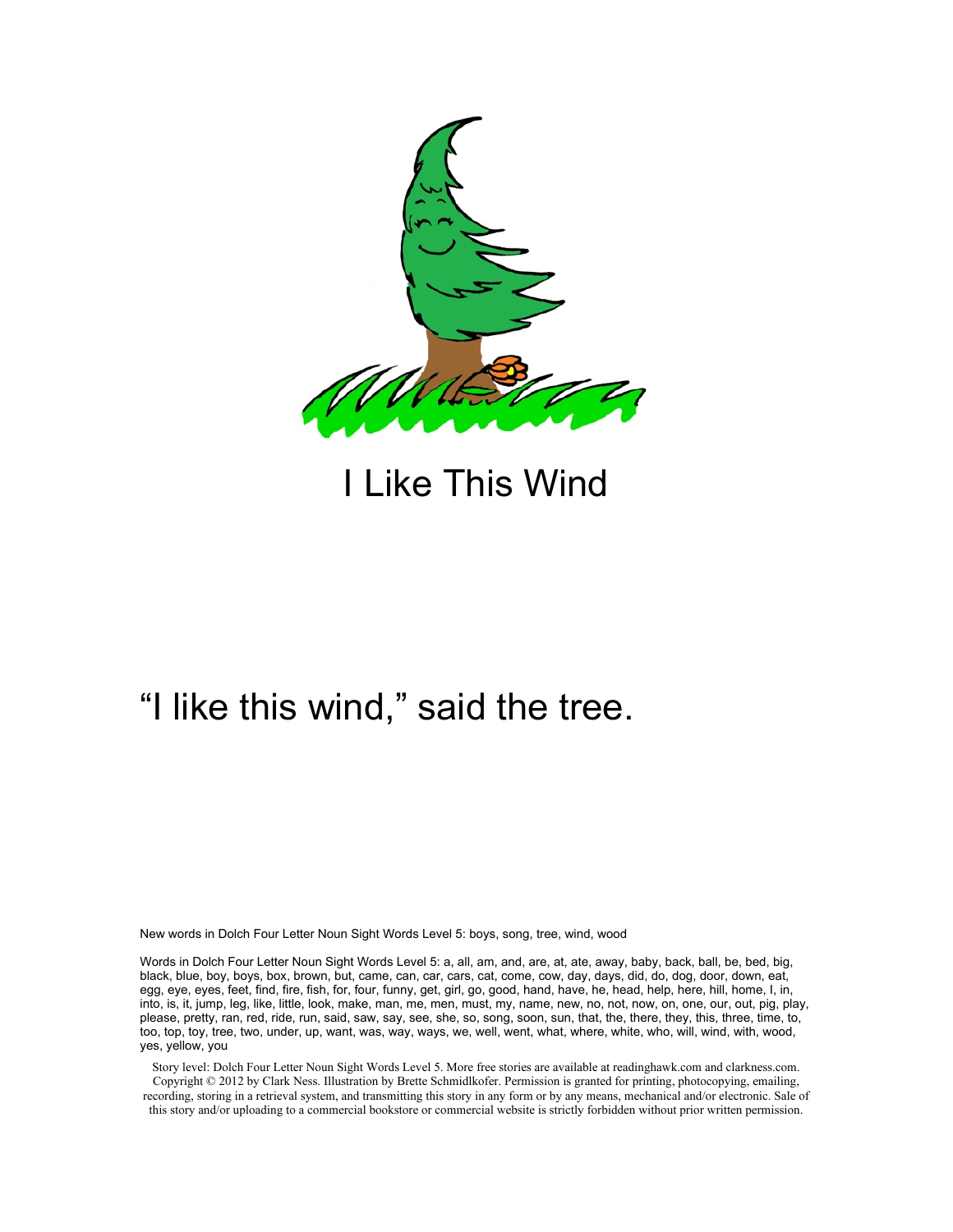I Like This Wind

"I like this wind," said the tree.

New words in Dolch Four Letter Noun Sight Words Level 5: boys, song, tree, wind, wood

Words in Dolch Four Letter Noun Sight Words Level 5: a, all, am, and, are, at, ate, away, baby, back, ball, be, bed, big, black, blue, boy, boys, box, brown, but, came, can, car, cars, cat, come, cow, day, days, did, do, dog, door, down, eat, egg, eye, eyes, feet, find, fire, fish, for, four, funny, get, girl, go, good, hand, have, he, head, help, here, hill, home, I, in, into, is, it, jump, leg, like, little, look, make, man, me, men, must, my, name, new, no, not, now, on, one, our, out, pig, play, please, pretty, ran, red, ride, run, said, saw, say, see, she, so, song, soon, sun, that, the, there, they, this, three, time, to, too, top, toy, tree, two, under, up, want, was, way, ways, we, well, went, what, where, white, who, will, wind, with, wood, yes, yellow, you

Story level: Dolch Four Letter Noun Sight Words Level 5. More free stories are available at readinghawk.com and clarkness.com. Copyright © 2012 by Clark Ness. Illustration by Brette Schmidlkofer. Permission is granted for printing, photocopying, emailing, recording, storing in a retrieval system, and transmitting this story in any form or by any means, mechanical and/or electronic. Sale of this story and/or uploading to a commercial bookstore or commercial website is strictly forbidden without prior written permission.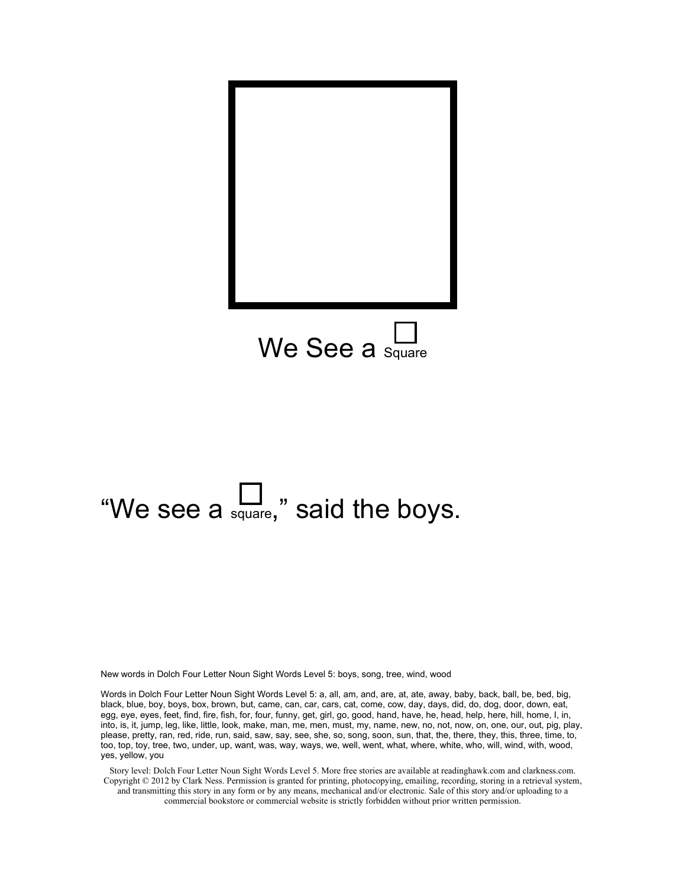We See a □ Square

"We see a □ square," said the boys.

New words in Dolch Four Letter Noun Sight Words Level 5: boys, song, tree, wind, wood

Words in Dolch Four Letter Noun Sight Words Level 5: a, all, am, and, are, at, ate, away, baby, back, ball, be, bed, big, black, blue, boy, boys, box, brown, but, came, can, car, cars, cat, come, cow, day, days, did, do, dog, door, down, eat, egg, eye, eyes, feet, find, fire, fish, for, four, funny, get, girl, go, good, hand, have, he, head, help, here, hill, home, I, in, into, is, it, jump, leg, like, little, look, make, man, me, men, must, my, name, new, no, not, now, on, one, our, out, pig, play, please, pretty, ran, red, ride, run, said, saw, say, see, she, so, song, soon, sun, that, the, there, they, this, three, time, to, too, top, toy, tree, two, under, up, want, was, way, ways, we, well, went, what, where, white, who, will, wind, with, wood, yes, yellow, you

Story level: Dolch Four Letter Noun Sight Words Level 5. More free stories are available at readinghawk.com and clarkness.com. Copyright © 2012 by Clark Ness. Permission is granted for printing, photocopying, emailing, recording, storing in a retrieval system, and transmitting this story in any form or by any means, mechanical and/or electronic. Sale of this story and/or uploading to a commercial bookstore or commercial website is strictly forbidden without prior written permission.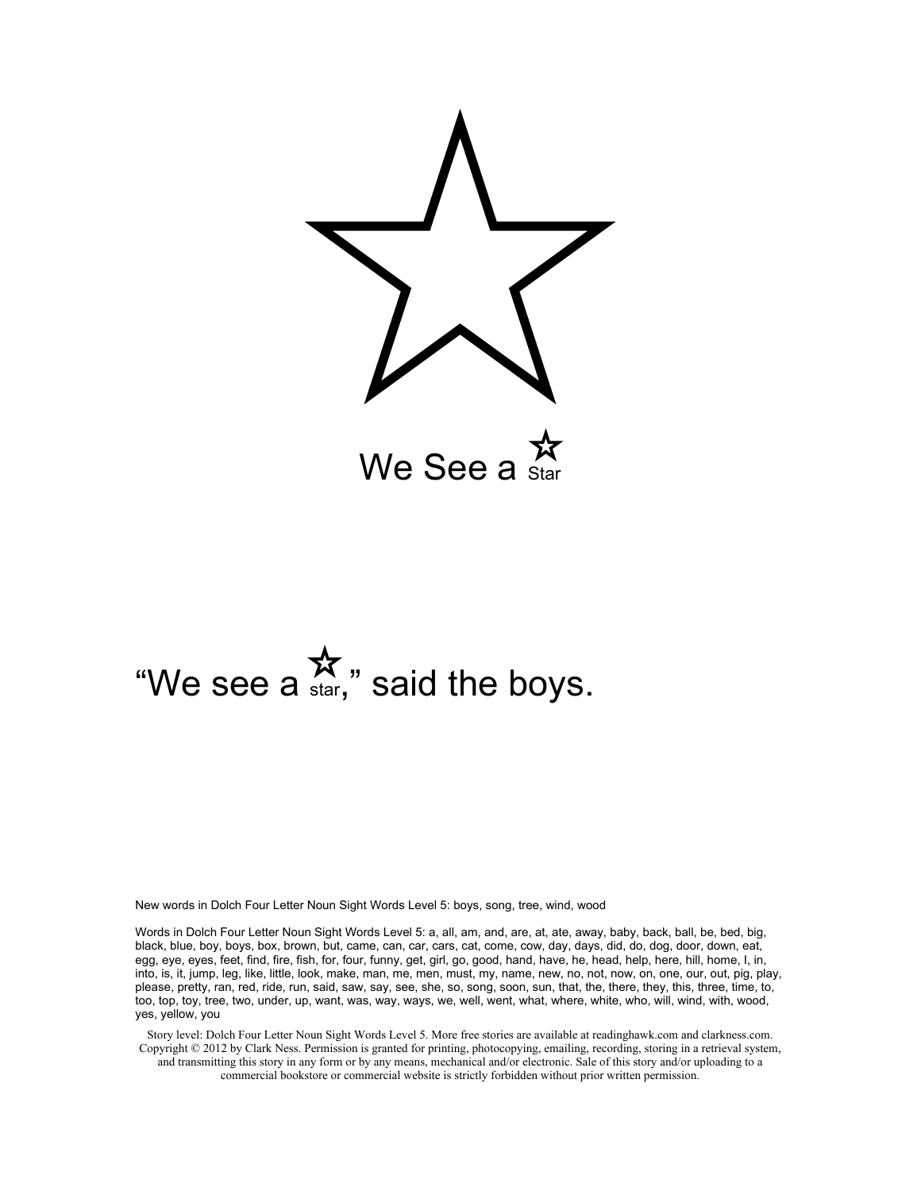We See a Star

"We see a star," said the boys.

New words in Dolch Four Letter Noun Sight Words Level 5: boys, song, tree, wind, wood

Words in Dolch Four Letter Noun Sight Words Level 5: a, all, am, and, are, at, ate, away, baby, back, ball, be, bed, big, black, blue, boy, boys, box, brown, but, came, can, car, cars, cat, come, cow, day, days, did, do, dog, door, down, eat, egg, eye, eyes, feet, find, fire, fish, for, four, funny, get, girl, go, good, hand, have, he, head, help, here, hill, home, I, in, into, is, it, jump, leg, like, little, look, make, man, me, men, must, my, name, new, no, not, now, on, one, our, out, pig, play, please, pretty, ran, red, ride, run, said, saw, say, see, she, so, song, soon, sun, that, the, there, they, this, three, time, to, too, top, toy, tree, two, under, up, want, was, way, ways, we, well, went, what, where, white, who, will, wind, with, wood, yes, yellow, you

Story level: Dolch Four Letter Noun Sight Words Level 5. More free stories are available at readinghawk.com and clarkness.com. Copyright © 2012 by Clark Ness. Permission is granted for printing, photocopying, emailing, recording, storing in a retrieval system, and transmitting this story in any form or by any means, mechanical and/or electronic. Sale of this story and/or uploading to a commercial bookstore or commercial website is strictly forbidden without prior written permission.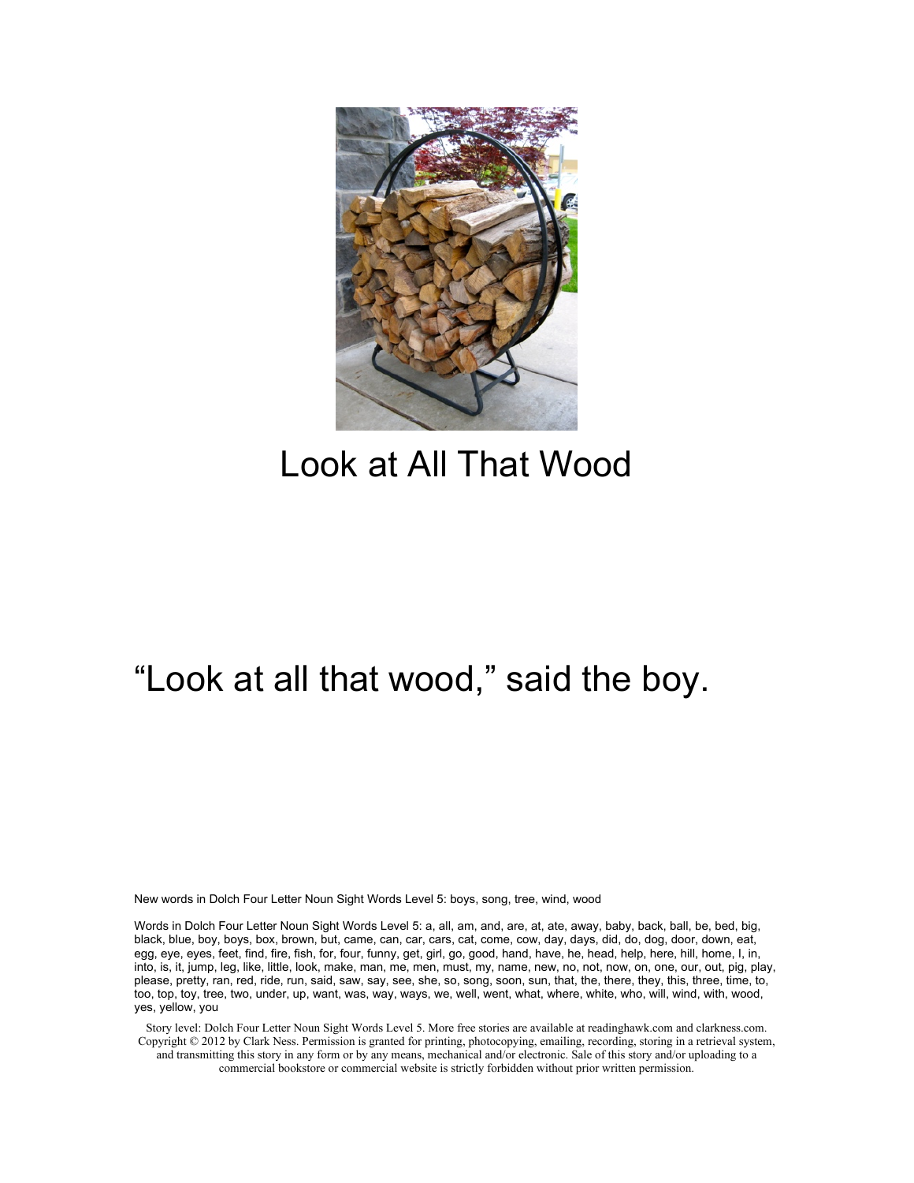# Look at All That Wood

“Look at all that wood,” said the boy.

New words in Dolch Four Letter Noun Sight Words Level 5: boys, song, tree, wind, wood

Words in Dolch Four Letter Noun Sight Words Level 5: a, all, am, and, are, at, ate, away, baby, back, ball, be, bed, big, black, blue, boy, boys, box, brown, but, came, can, car, cars, cat, come, cow, day, days, did, do, dog, door, down, eat, egg, eye, eyes, feet, find, fire, fish, for, four, funny, get, girl, go, good, hand, have, he, head, help, here, hill, home, I, in, into, is, it, jump, leg, like, little, look, make, man, me, men, must, my, name, new, no, not, now, on, one, our, out, pig, play, please, pretty, ran, red, ride, run, said, saw, say, see, she, so, song, soon, sun, that, the, there, they, this, three, time, to, too, top, toy, tree, two, under, up, want, was, way, ways, we, well, went, what, where, white, who, will, wind, with, wood, yes, yellow, you

Story level: Dolch Four Letter Noun Sight Words Level 5. More free stories are available at readinghawk.com and clarkness.com. Copyright © 2012 by Clark Ness. Permission is granted for printing, photocopying, emailing, recording, storing in a retrieval system, and transmitting this story in any form or by any means, mechanical and/or electronic. Sale of this story and/or uploading to a commercial bookstore or commercial website is strictly forbidden without prior written permission.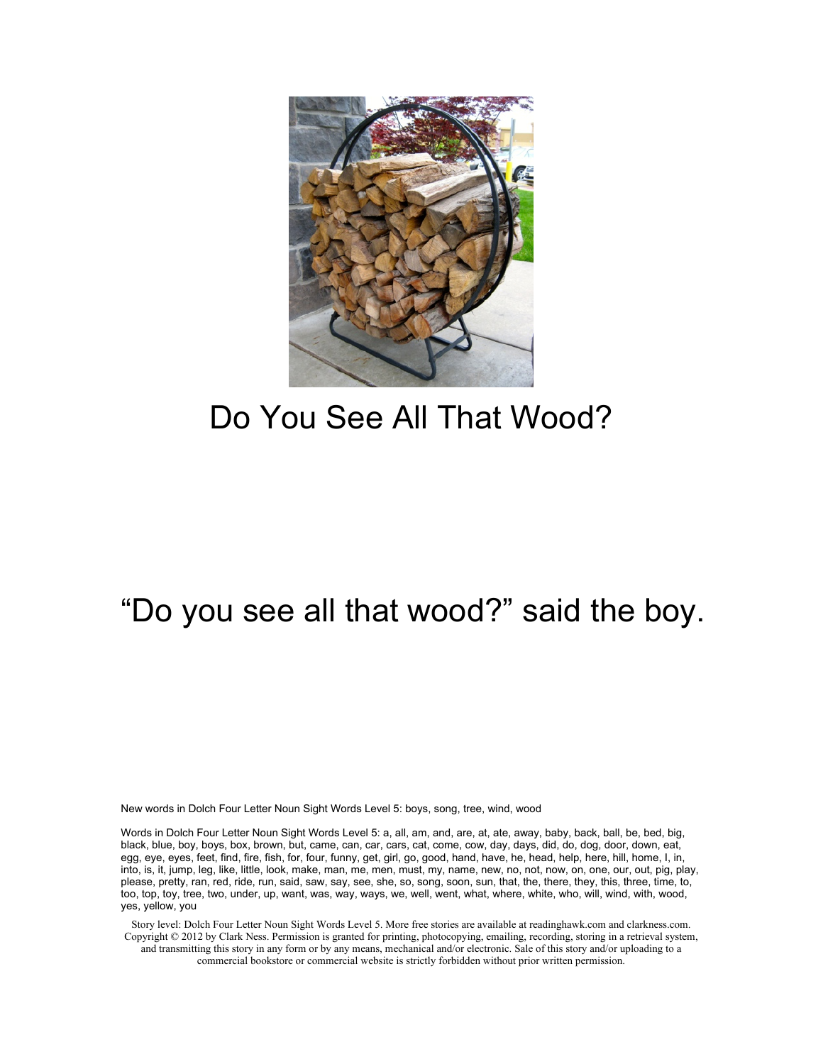# Do You See All That Wood?

"Do you see all that wood?" said the boy.

New words in Dolch Four Letter Noun Sight Words Level 5: boys, song, tree, wind, wood

Words in Dolch Four Letter Noun Sight Words Level 5: a, all, am, and, are, at, ate, away, baby, back, ball, be, bed, big, black, blue, boy, boys, box, brown, but, came, can, car, cars, cat, come, cow, day, days, did, do, dog, door, down, eat, egg, eye, eyes, feet, find, fire, fish, for, four, funny, get, girl, go, good, hand, have, he, head, help, here, hill, home, I, in, into, is, it, jump, leg, like, little, look, make, man, me, men, must, my, name, new, no, not, now, on, one, our, out, pig, play, please, pretty, ran, red, ride, run, said, saw, say, see, she, so, song, soon, sun, that, the, there, they, this, three, time, to, too, top, toy, tree, two, under, up, want, was, way, ways, we, well, went, what, where, white, who, will, wind, with, wood, yes, yellow, you

Story level: Dolch Four Letter Noun Sight Words Level 5. More free stories are available at readinghawk.com and clarkness.com. Copyright © 2012 by Clark Ness. Permission is granted for printing, photocopying, emailing, recording, storing in a retrieval system, and transmitting this story in any form or by any means, mechanical and/or electronic. Sale of this story and/or uploading to a commercial bookstore or commercial website is strictly forbidden without prior written permission.